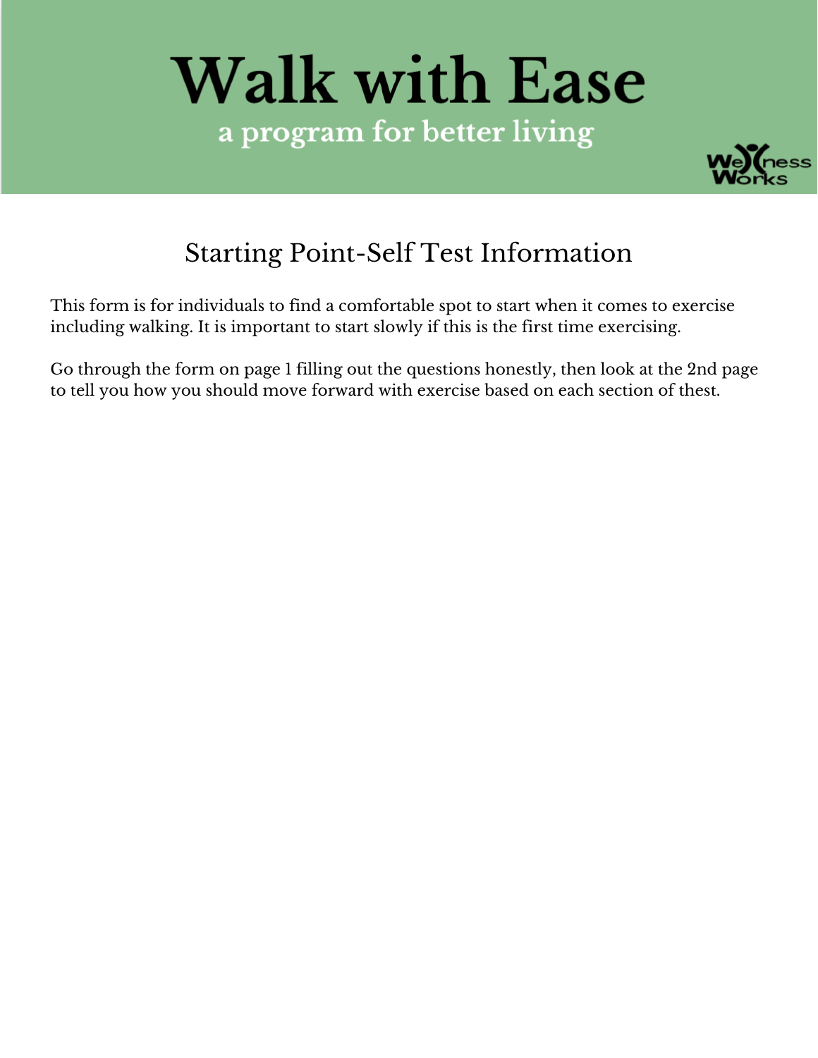# Walk with Ease

a program for better living

Wellness Works

## Starting Point-Self Test Information

This form is for individuals to find a comfortable spot to start when it comes to exercise including walking. It is important to start slowly if this is the first time exercising.

Go through the form on page 1 filling out the questions honestly, then look at the 2nd page to tell you how you should move forward with exercise based on each section of thest.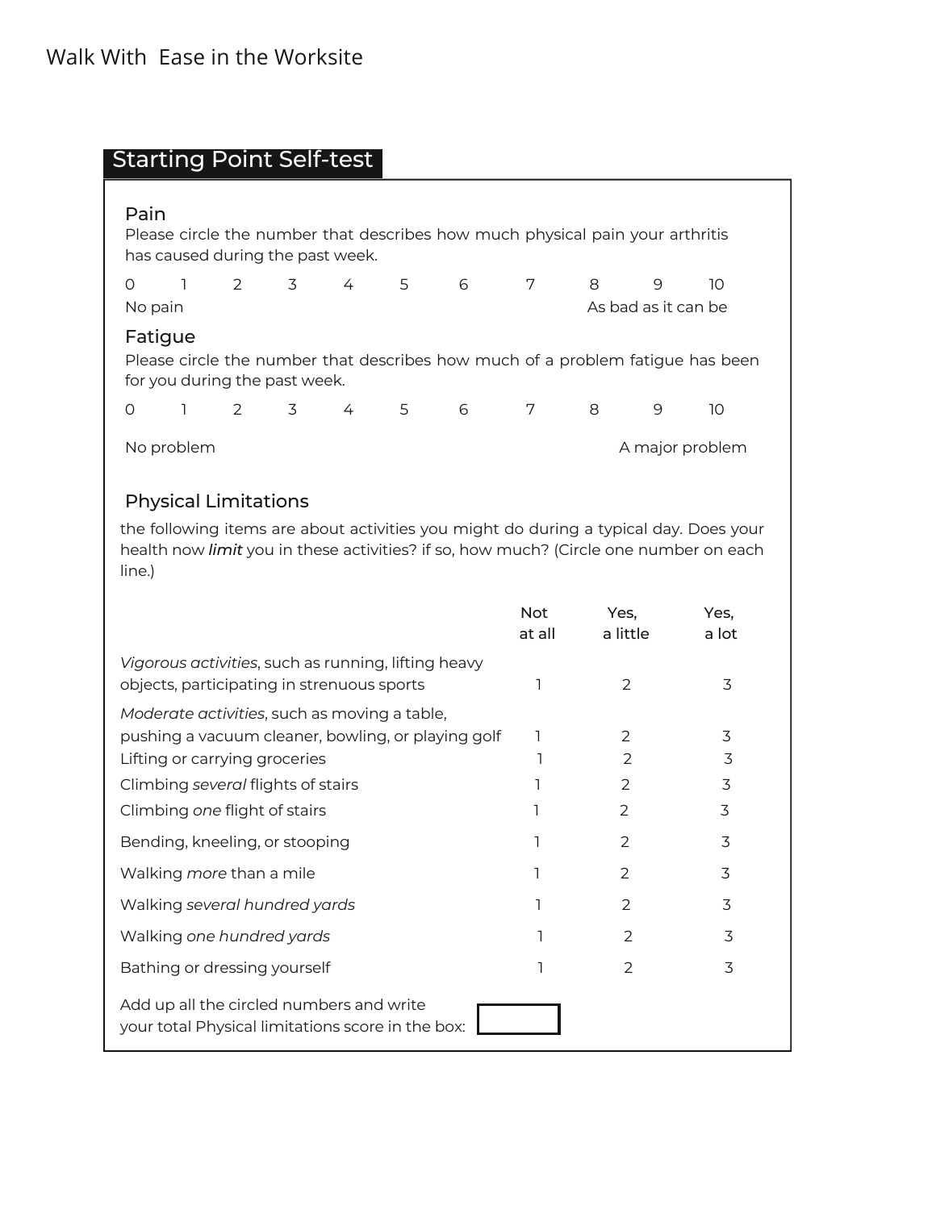Walk With Ease in the Worksite

## Starting Point Self-test

### Pain

Please circle the number that describes how much physical pain your arthritis has caused during the past week.

0 1 2 3 4 5 6 7 8 9 10

No pain — As bad as it can be

### Fatigue

Please circle the number that describes how much of a problem fatigue has been for you during the past week.

0 1 2 3 4 5 6 7 8 9 10

No problem — A major problem

### Physical Limitations

the following items are about activities you might do during a typical day. Does your health now ***limit*** you in these activities? if so, how much? (Circle one number on each line.)

| | Not at all | Yes, a little | Yes, a lot |
|---|---|---|---|
| *Vigorous activities*, such as running, lifting heavy objects, participating in strenuous sports | 1 | 2 | 3 |
| *Moderate activities*, such as moving a table, pushing a vacuum cleaner, bowling, or playing golf | 1 | 2 | 3 |
| Lifting or carrying groceries | 1 | 2 | 3 |
| Climbing *several* flights of stairs | 1 | 2 | 3 |
| Climbing *one* flight of stairs | 1 | 2 | 3 |
| Bending, kneeling, or stooping | 1 | 2 | 3 |
| Walking *more* than a mile | 1 | 2 | 3 |
| Walking *several hundred yards* | 1 | 2 | 3 |
| Walking *one hundred yards* | 1 | 2 | 3 |
| Bathing or dressing yourself | 1 | 2 | 3 |

Add up all the circled numbers and write your total Physical limitations score in the box: [ ]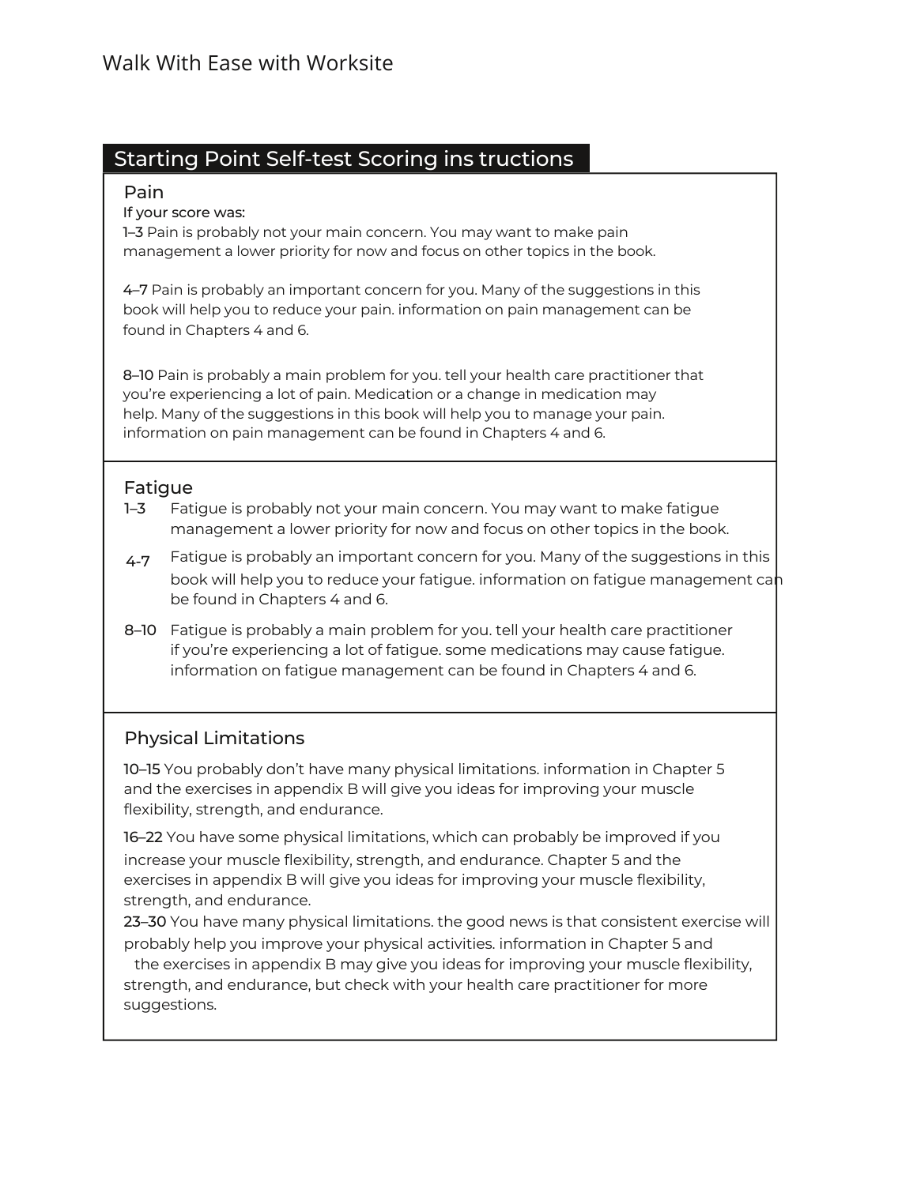Walk With Ease with Worksite

## Starting Point Self-test Scoring ins tructions

### Pain

If your score was:

**1–3** Pain is probably not your main concern. You may want to make pain management a lower priority for now and focus on other topics in the book.

**4–7** Pain is probably an important concern for you. Many of the suggestions in this book will help you to reduce your pain. information on pain management can be found in Chapters 4 and 6.

**8–10** Pain is probably a main problem for you. tell your health care practitioner that you're experiencing a lot of pain. Medication or a change in medication may help. Many of the suggestions in this book will help you to manage your pain. information on pain management can be found in Chapters 4 and 6.

### Fatigue

**1–3** Fatigue is probably not your main concern. You may want to make fatigue management a lower priority for now and focus on other topics in the book.

**4-7** Fatigue is probably an important concern for you. Many of the suggestions in this book will help you to reduce your fatigue. information on fatigue management can be found in Chapters 4 and 6.

**8–10** Fatigue is probably a main problem for you. tell your health care practitioner if you're experiencing a lot of fatigue. some medications may cause fatigue. information on fatigue management can be found in Chapters 4 and 6.

### Physical Limitations

**10–15** You probably don't have many physical limitations. information in Chapter 5 and the exercises in appendix B will give you ideas for improving your muscle flexibility, strength, and endurance.

**16–22** You have some physical limitations, which can probably be improved if you increase your muscle flexibility, strength, and endurance. Chapter 5 and the exercises in appendix B will give you ideas for improving your muscle flexibility, strength, and endurance.

**23–30** You have many physical limitations. the good news is that consistent exercise will probably help you improve your physical activities. information in Chapter 5 and the exercises in appendix B may give you ideas for improving your muscle flexibility, strength, and endurance, but check with your health care practitioner for more suggestions.